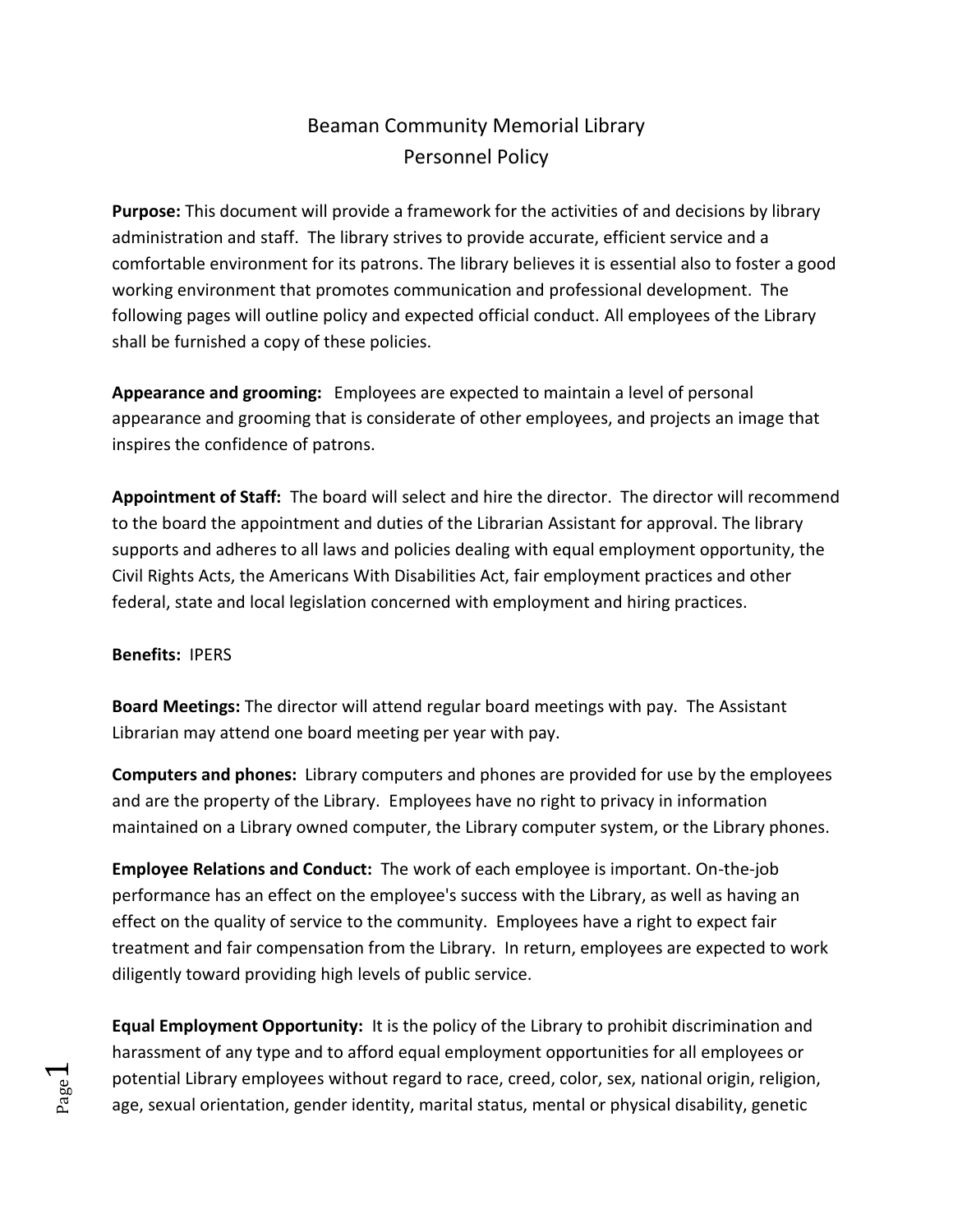# Beaman Community Memorial Library
## Personnel Policy

**Purpose:** This document will provide a framework for the activities of and decisions by library administration and staff. The library strives to provide accurate, efficient service and a comfortable environment for its patrons. The library believes it is essential also to foster a good working environment that promotes communication and professional development. The following pages will outline policy and expected official conduct. All employees of the Library shall be furnished a copy of these policies.

**Appearance and grooming:** Employees are expected to maintain a level of personal appearance and grooming that is considerate of other employees, and projects an image that inspires the confidence of patrons.

**Appointment of Staff:** The board will select and hire the director. The director will recommend to the board the appointment and duties of the Librarian Assistant for approval. The library supports and adheres to all laws and policies dealing with equal employment opportunity, the Civil Rights Acts, the Americans With Disabilities Act, fair employment practices and other federal, state and local legislation concerned with employment and hiring practices.

**Benefits:** IPERS

**Board Meetings:** The director will attend regular board meetings with pay. The Assistant Librarian may attend one board meeting per year with pay.

**Computers and phones:** Library computers and phones are provided for use by the employees and are the property of the Library. Employees have no right to privacy in information maintained on a Library owned computer, the Library computer system, or the Library phones.

**Employee Relations and Conduct:** The work of each employee is important. On-the-job performance has an effect on the employee's success with the Library, as well as having an effect on the quality of service to the community. Employees have a right to expect fair treatment and fair compensation from the Library. In return, employees are expected to work diligently toward providing high levels of public service.

**Equal Employment Opportunity:** It is the policy of the Library to prohibit discrimination and harassment of any type and to afford equal employment opportunities for all employees or potential Library employees without regard to race, creed, color, sex, national origin, religion, age, sexual orientation, gender identity, marital status, mental or physical disability, genetic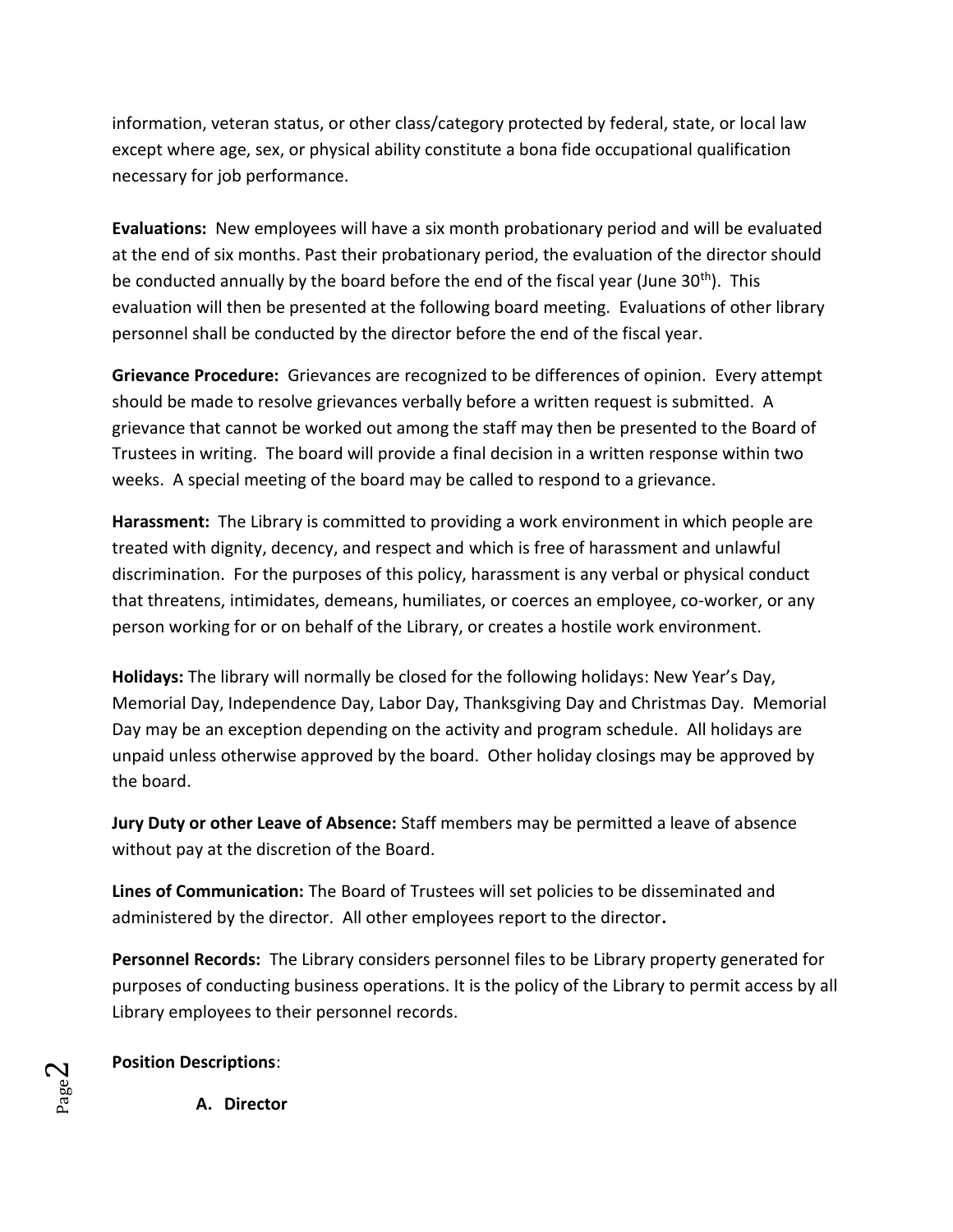information, veteran status, or other class/category protected by federal, state, or local law except where age, sex, or physical ability constitute a bona fide occupational qualification necessary for job performance.

**Evaluations:** New employees will have a six month probationary period and will be evaluated at the end of six months. Past their probationary period, the evaluation of the director should be conducted annually by the board before the end of the fiscal year (June 30th). This evaluation will then be presented at the following board meeting. Evaluations of other library personnel shall be conducted by the director before the end of the fiscal year.

**Grievance Procedure:** Grievances are recognized to be differences of opinion. Every attempt should be made to resolve grievances verbally before a written request is submitted. A grievance that cannot be worked out among the staff may then be presented to the Board of Trustees in writing. The board will provide a final decision in a written response within two weeks. A special meeting of the board may be called to respond to a grievance.

**Harassment:** The Library is committed to providing a work environment in which people are treated with dignity, decency, and respect and which is free of harassment and unlawful discrimination. For the purposes of this policy, harassment is any verbal or physical conduct that threatens, intimidates, demeans, humiliates, or coerces an employee, co-worker, or any person working for or on behalf of the Library, or creates a hostile work environment.

**Holidays:** The library will normally be closed for the following holidays: New Year's Day, Memorial Day, Independence Day, Labor Day, Thanksgiving Day and Christmas Day. Memorial Day may be an exception depending on the activity and program schedule. All holidays are unpaid unless otherwise approved by the board. Other holiday closings may be approved by the board.

**Jury Duty or other Leave of Absence:** Staff members may be permitted a leave of absence without pay at the discretion of the Board.

**Lines of Communication:** The Board of Trustees will set policies to be disseminated and administered by the director. All other employees report to the director**.**

**Personnel Records:** The Library considers personnel files to be Library property generated for purposes of conducting business operations. It is the policy of the Library to permit access by all Library employees to their personnel records.

**Position Descriptions**:

**A. Director**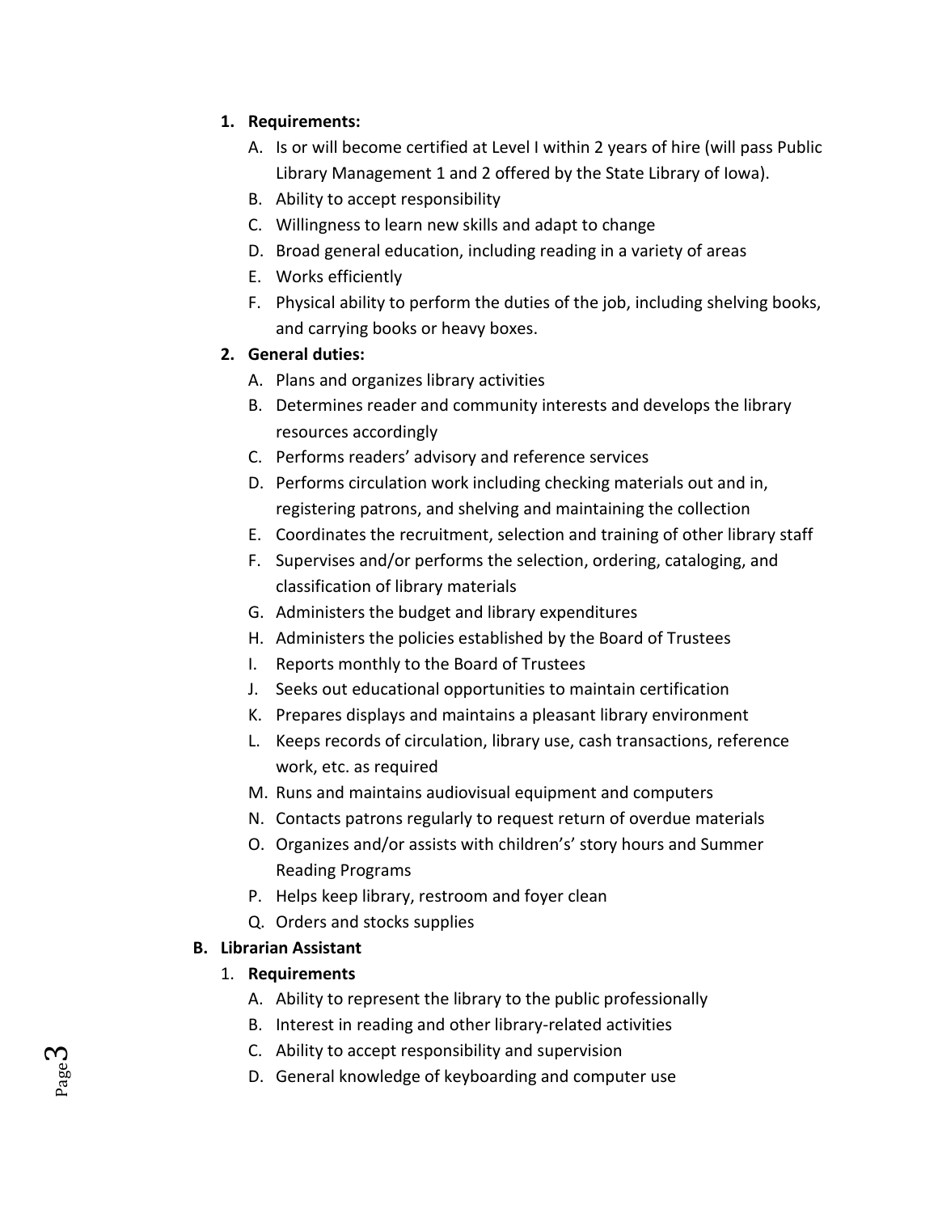1. **Requirements:**
    A. Is or will become certified at Level I within 2 years of hire (will pass Public Library Management 1 and 2 offered by the State Library of Iowa).
    B. Ability to accept responsibility
    C. Willingness to learn new skills and adapt to change
    D. Broad general education, including reading in a variety of areas
    E. Works efficiently
    F. Physical ability to perform the duties of the job, including shelving books, and carrying books or heavy boxes.
2. **General duties:**
    A. Plans and organizes library activities
    B. Determines reader and community interests and develops the library resources accordingly
    C. Performs readers' advisory and reference services
    D. Performs circulation work including checking materials out and in, registering patrons, and shelving and maintaining the collection
    E. Coordinates the recruitment, selection and training of other library staff
    F. Supervises and/or performs the selection, ordering, cataloging, and classification of library materials
    G. Administers the budget and library expenditures
    H. Administers the policies established by the Board of Trustees
    I. Reports monthly to the Board of Trustees
    J. Seeks out educational opportunities to maintain certification
    K. Prepares displays and maintains a pleasant library environment
    L. Keeps records of circulation, library use, cash transactions, reference work, etc. as required
    M. Runs and maintains audiovisual equipment and computers
    N. Contacts patrons regularly to request return of overdue materials
    O. Organizes and/or assists with children's' story hours and Summer Reading Programs
    P. Helps keep library, restroom and foyer clean
    Q. Orders and stocks supplies

**B. Librarian Assistant**

1. **Requirements**
    A. Ability to represent the library to the public professionally
    B. Interest in reading and other library-related activities
    C. Ability to accept responsibility and supervision
    D. General knowledge of keyboarding and computer use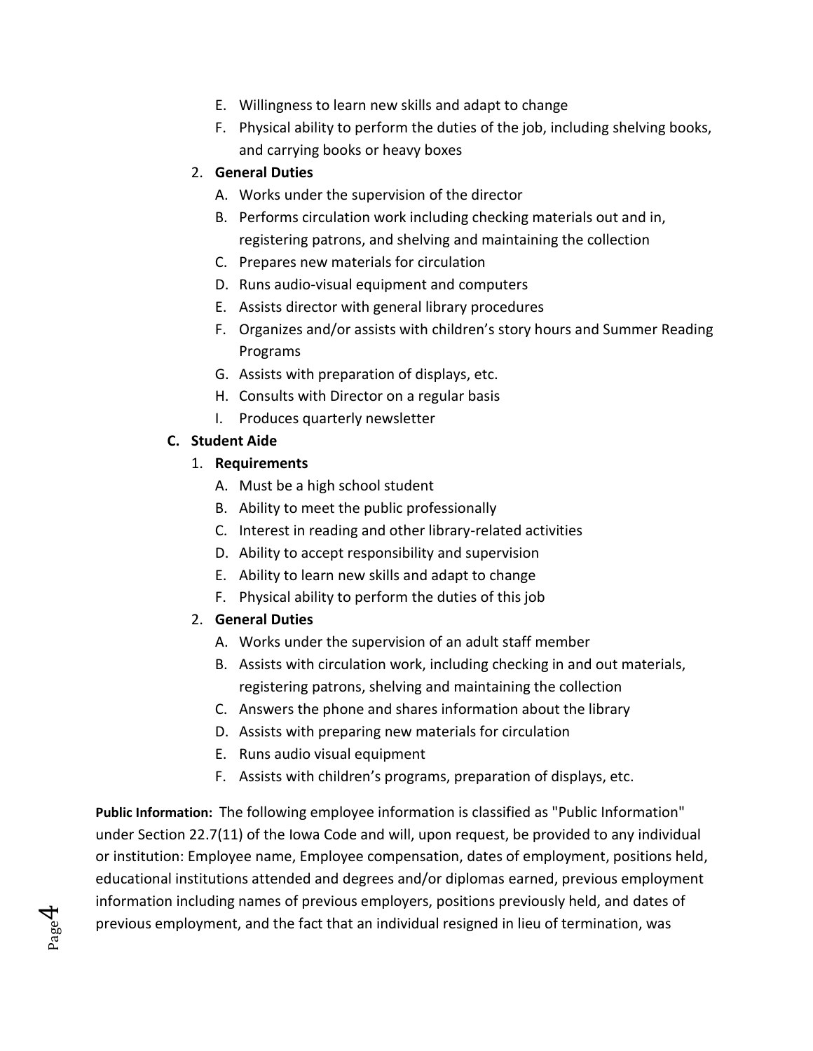E. Willingness to learn new skills and adapt to change
   F. Physical ability to perform the duties of the job, including shelving books, and carrying books or heavy boxes

2. **General Duties**
   A. Works under the supervision of the director
   B. Performs circulation work including checking materials out and in, registering patrons, and shelving and maintaining the collection
   C. Prepares new materials for circulation
   D. Runs audio-visual equipment and computers
   E. Assists director with general library procedures
   F. Organizes and/or assists with children's story hours and Summer Reading Programs
   G. Assists with preparation of displays, etc.
   H. Consults with Director on a regular basis
   I. Produces quarterly newsletter

**C. Student Aide**

1. **Requirements**
   A. Must be a high school student
   B. Ability to meet the public professionally
   C. Interest in reading and other library-related activities
   D. Ability to accept responsibility and supervision
   E. Ability to learn new skills and adapt to change
   F. Physical ability to perform the duties of this job

2. **General Duties**
   A. Works under the supervision of an adult staff member
   B. Assists with circulation work, including checking in and out materials, registering patrons, shelving and maintaining the collection
   C. Answers the phone and shares information about the library
   D. Assists with preparing new materials for circulation
   E. Runs audio visual equipment
   F. Assists with children's programs, preparation of displays, etc.

**Public Information:** The following employee information is classified as "Public Information" under Section 22.7(11) of the Iowa Code and will, upon request, be provided to any individual or institution: Employee name, Employee compensation, dates of employment, positions held, educational institutions attended and degrees and/or diplomas earned, previous employment information including names of previous employers, positions previously held, and dates of previous employment, and the fact that an individual resigned in lieu of termination, was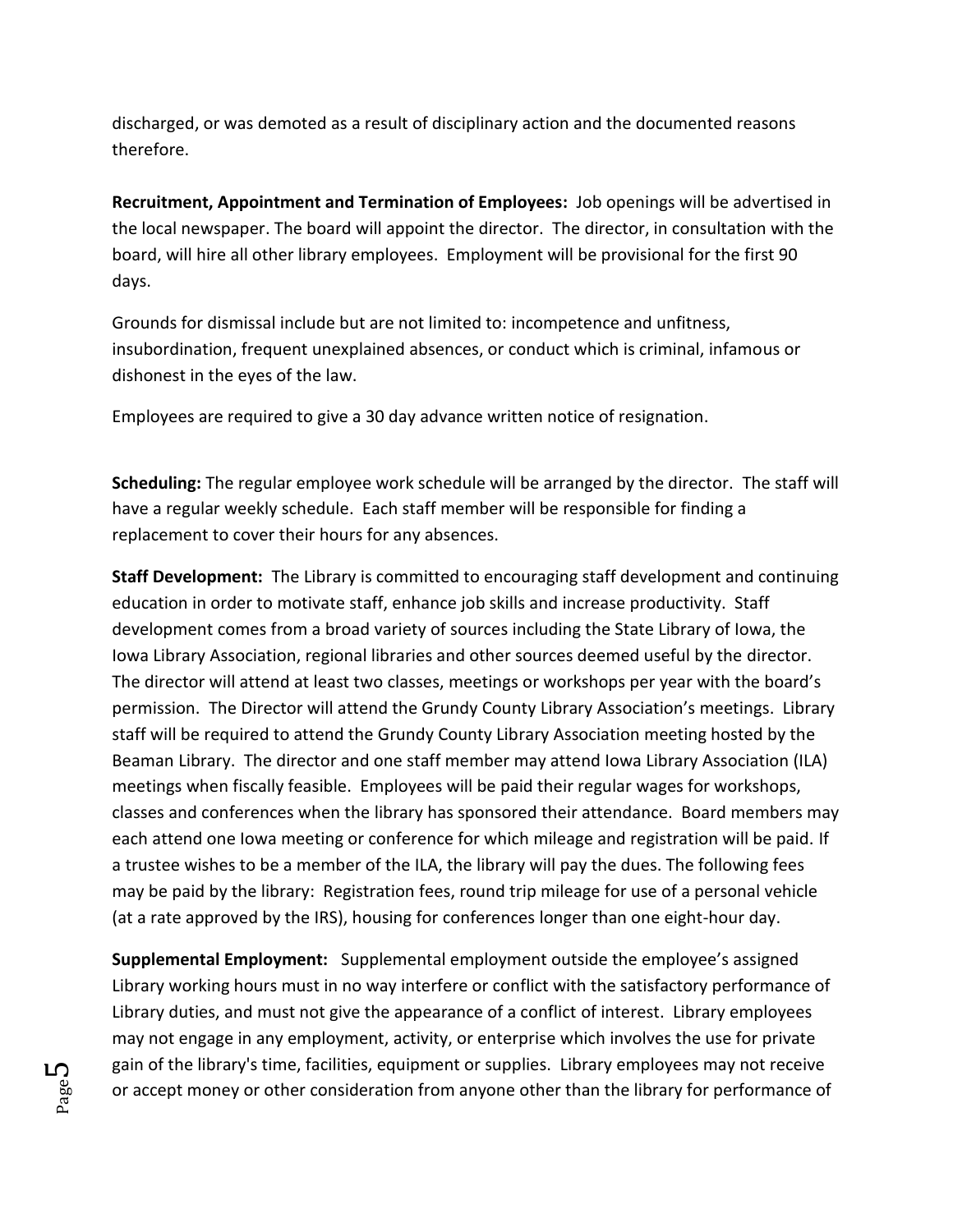discharged, or was demoted as a result of disciplinary action and the documented reasons therefore.

**Recruitment, Appointment and Termination of Employees:** Job openings will be advertised in the local newspaper. The board will appoint the director. The director, in consultation with the board, will hire all other library employees. Employment will be provisional for the first 90 days.

Grounds for dismissal include but are not limited to: incompetence and unfitness, insubordination, frequent unexplained absences, or conduct which is criminal, infamous or dishonest in the eyes of the law.

Employees are required to give a 30 day advance written notice of resignation.

**Scheduling:** The regular employee work schedule will be arranged by the director. The staff will have a regular weekly schedule. Each staff member will be responsible for finding a replacement to cover their hours for any absences.

**Staff Development:** The Library is committed to encouraging staff development and continuing education in order to motivate staff, enhance job skills and increase productivity. Staff development comes from a broad variety of sources including the State Library of Iowa, the Iowa Library Association, regional libraries and other sources deemed useful by the director. The director will attend at least two classes, meetings or workshops per year with the board's permission. The Director will attend the Grundy County Library Association's meetings. Library staff will be required to attend the Grundy County Library Association meeting hosted by the Beaman Library. The director and one staff member may attend Iowa Library Association (ILA) meetings when fiscally feasible. Employees will be paid their regular wages for workshops, classes and conferences when the library has sponsored their attendance. Board members may each attend one Iowa meeting or conference for which mileage and registration will be paid. If a trustee wishes to be a member of the ILA, the library will pay the dues. The following fees may be paid by the library: Registration fees, round trip mileage for use of a personal vehicle (at a rate approved by the IRS), housing for conferences longer than one eight-hour day.

**Supplemental Employment:** Supplemental employment outside the employee's assigned Library working hours must in no way interfere or conflict with the satisfactory performance of Library duties, and must not give the appearance of a conflict of interest. Library employees may not engage in any employment, activity, or enterprise which involves the use for private gain of the library's time, facilities, equipment or supplies. Library employees may not receive or accept money or other consideration from anyone other than the library for performance of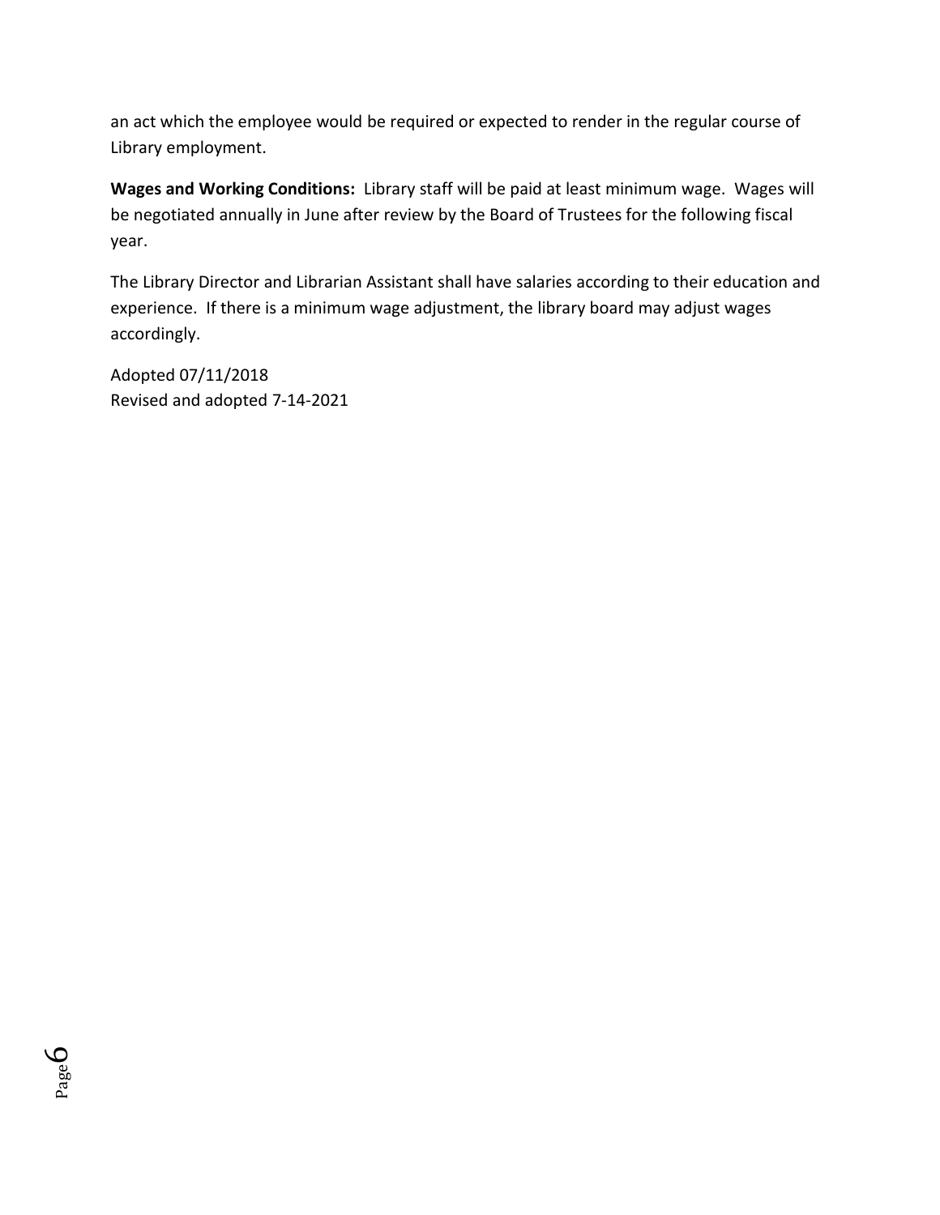an act which the employee would be required or expected to render in the regular course of Library employment.

**Wages and Working Conditions:** Library staff will be paid at least minimum wage. Wages will be negotiated annually in June after review by the Board of Trustees for the following fiscal year.

The Library Director and Librarian Assistant shall have salaries according to their education and experience. If there is a minimum wage adjustment, the library board may adjust wages accordingly.

Adopted 07/11/2018
Revised and adopted 7-14-2021